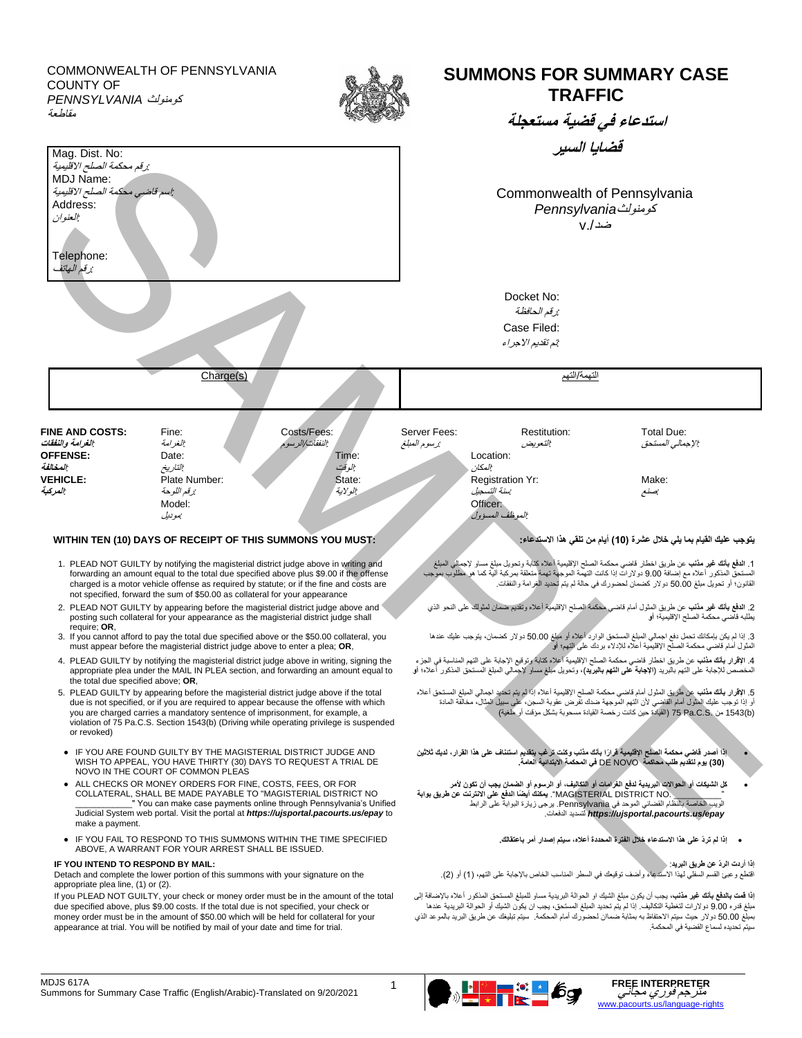COMMONWEALTH OF PENNSYLVANIA
COUNTY OF
*PENNSYLVANIA* كومنولث
*مقاطعة*

# SUMMONS FOR SUMMARY CASE TRAFFIC

## استدعاء في قضية مستعجلة

## قضايا السير

Mag. Dist. No:
*رقم محكمة الصلح الاقليمية:*
MDJ Name:
*اسم قاضي محكمة الصلح الاقليمية:*
Address:
*العنوان:*

Telephone:
*رقم الهاتف:*

Commonwealth of Pennsylvania
*Pennsylvania* كومنولث
v./ ضد

Docket No:
*رقم الحافظة:*
Case Filed:
*تم تقديم الاجراء:*

| Charge(s) | التهمة/التهم |
|---|---|
| | |

| | | | | | |
|---|---|---|---|---|---|
| **FINE AND COSTS:** *الغرامة والنفقات:* | Fine: *الغرامة:* | Costs/Fees: *النفقات/الرسوم:* | Server Fees: *رسوم المبلغ:* | Restitution: *التعويض:* | Total Due: *الإجمالي المستحق:* |
| **OFFENSE:** *المخالفة:* | Date: *التاريخ:* | Time: *الوقت:* | Location: *المكان:* | | |
| **VEHICLE:** *المركبة:* | Plate Number: *رقم اللوحة:* | State: *الولاية:* | Registration Yr: *سنة التسجيل:* | | Make: *صنع:* |
| | Model: *موديل:* | | Officer: *الموظف المسؤول:* | | |

### WITHIN TEN (10) DAYS OF RECEIPT OF THIS SUMMONS YOU MUST:

1. PLEAD NOT GUILTY by notifying the magisterial district judge above in writing and forwarding an amount equal to the total due specified above plus $9.00 if the offense charged is a motor vehicle offense as required by statute; or if the fine and costs are not specified, forward the sum of $50.00 as collateral for your appearance
2. PLEAD NOT GUILTY by appearing before the magisterial district judge above and posting such collateral for your appearance as the magisterial district judge shall require; **OR**,
3. If you cannot afford to pay the total due specified above or the $50.00 collateral, you must appear before the magisterial district judge above to enter a plea; **OR**,
4. PLEAD GUILTY by notifying the magisterial district judge above in writing, signing the appropriate plea under the MAIL IN PLEA section, and forwarding an amount equal to the total due specified above; **OR**,
5. PLEAD GUILTY by appearing before the magisterial district judge above if the total due is not specified, or if you are required to appear because the offense with which you are charged carries a mandatory sentence of imprisonment, for example, a violation of 75 Pa.C.S. Section 1543(b) (Driving while operating privilege is suspended or revoked)

- IF YOU ARE FOUND GUILTY BY THE MAGISTERIAL DISTRICT JUDGE AND WISH TO APPEAL, YOU HAVE THIRTY (30) DAYS TO REQUEST A TRIAL DE NOVO IN THE COURT OF COMMON PLEAS
- ALL CHECKS OR MONEY ORDERS FOR FINE, COSTS, FEES, OR FOR COLLATERAL, SHALL BE MADE PAYABLE TO "MAGISTERIAL DISTRICT NO ___________" You can make case payments online through Pennsylvania's Unified Judicial System web portal. Visit the portal at ***https://ujsportal.pacourts.us/epay*** to make a payment.
- IF YOU FAIL TO RESPOND TO THIS SUMMONS WITHIN THE TIME SPECIFIED ABOVE, A WARRANT FOR YOUR ARREST SHALL BE ISSUED.

**IF YOU INTEND TO RESPOND BY MAIL:**
Detach and complete the lower portion of this summons with your signature on the appropriate plea line, (1) or (2).

If you PLEAD NOT GUILTY, your check or money order must be in the amount of the total due specified above, plus $9.00 costs. If the total due is not specified, your check or money order must be in the amount of $50.00 which will be held for collateral for your appearance at trial. You will be notified by mail of your date and time for trial.

### يتوجب عليك القيام بما يلي خلال عشرة (10) أيام من تلقي هذا الاستدعاء:

1. **الدفع بأنك غير مذنب** عن طريق اخطار قاضي محكمة الصلح الإقليمية أعلاه كتابة وتحويل مبلغ مساو لإجمالي المبلغ المستحق المذكور أعلاه مع إضافة 9.00 دولارات إذا كانت التهمة الموجهة تهمة متعلقة بمركبة آلية كما هو مطلوب بموجب القانون؛ أو تحويل مبلغ 50.00 دولار كضمان لحضورك في حالة لم يتم تحديد الغرامة والنفقات.
2. **الدفع بأنك غير مذنب** عن طريق المثول أمام قاضي محكمة الصلح الإقليمية أعلاه وتقديم ضمان لمثولك على النحو الذي يطلبه قاضي محكمة الصلح الإقليمية؛ أو
3. إذا لم يكن بإمكانك تحمل دفع اجمالي المبلغ المستحق الوارد أعلاه أو مبلغ 50.00 دولار كضمان، يتوجب عليك عندها المثول أمام قاضي محكمة الصلح الإقليمية أعلاه للإدلاء بردك على التهم؛ أو
4. **الاقرار بأنك مذنب** عن طريق اخطار قاضي محكمة الصلح الإقليمية أعلاه كتابة وتوقيع الإجابة على التهم المناسبة في الجزء المخصص للإجابة على التهم بالبريد (**الإجابة على التهم بالبريد**)، وتحويل مبلغ مساو لإجمالي المبلغ المستحق المذكور أعلاه؛ أو
5. **الاقرار بأنك مذنب** عن طريق المثول أمام قاضي محكمة الصلح الإقليمية أعلاه إذا لم يتم تحديد اجمالي المبلغ المستحق أعلاه أو إذا توجب عليك المثول أمام القاضي لأن التهم الموجهة ضدك تفرض عقوبة السجن، على سبيل المثال، مخالفة المادة 1543(b) من 75 Pa.C.S. (القيادة حين كانت رخصة القيادة مسحوبة بشكل مؤقت أو ملغية)

- **إذا أصدر قاضي محكمة الصلح الإقليمية قرارًا بأنك مذنب وكنت ترغب بتقديم استئناف على هذا القرار، لديك ثلاثين (30) يوم لتقديم طلب محاكمة DE NOVO في المحكمة الابتدائية العامة.**
- **كل الشيكات أو الحوالات البريدية لدفع الغرامات أو التكاليف، أو الرسوم أو الضمان يجب أن تكون لأمر** "MAGISTERIAL DISTRICT NO. ___________". **يمكنك أيضًا الدفع على الانترنت عن طريق بوابة** الويب الخاصة بالنظام القضائي الموحد في Pennsylvania. يرجى زيارة البوابة على الرابط ***https://ujsportal.pacourts.us/epay*** لتسديد الدفعات.
- **إذا لم ترد على هذا الاستدعاء خلال الفترة المحددة أعلاه، سيتم إصدار أمر باعتقالك.**

**إذا أردت الرد عن طريق البريد:**
اقتطع وعبئ القسم السفلي لهذا الاستدعاء وأضف توقيعك في السطر المناسب الخاص بالإجابة على التهم، (1) أو (2).

**إذا قمت بالدفع بأنك غير مذنب**، يجب أن يكون مبلغ الشيك او الحوالة البريدية مساو للمبلغ المستحق المذكور أعلاه بالإضافة إلى مبلغ قدره 9.00 دولارات لتغطية التكاليف. إذا لم يتم تحديد المبلغ المستحق، يجب ان يكون الشيك أو الحوالة البريدية عندها بمبلغ 50.00 دولار حيث سيتم الاحتفاظ به بمثابة ضمان لحضورك أمام المحكمة. سيتم تبليغك عن طريق البريد بالموعد الذي سيتم تحديده لسماع القضية في المحكمة.

MDJS 617A
Summons for Summary Case Traffic (English/Arabic)-Translated on 9/20/2021

FREE INTERPRETER
مترجم فوري مجاني
www.pacourts.us/language-rights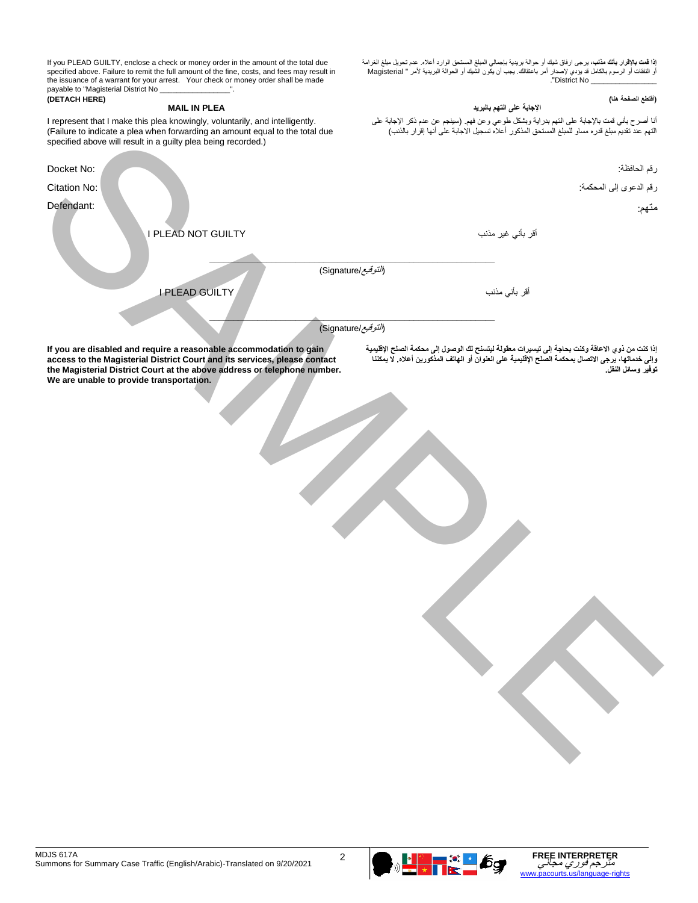If you PLEAD GUILTY, enclose a check or money order in the amount of the total due specified above. Failure to remit the full amount of the fine, costs, and fees may result in the issuance of a warrant for your arrest. Your check or money order shall be made payable to "Magisterial District No ________________".

**إذا قمت بالإقرار بأنك مذنب**، يرجى ارفاق شيك أو حوالة بريدية بإجمالي المبلغ المستحق الوارد أعلاه. عدم تحويل مبلغ الغرامة أو النفقات أو الرسوم بالكامل قد يؤدي لإصدار أمر باعتقالك. يجب أن يكون الشيك أو الحوالة البريدية لأمر " Magisterial District No ________________".

**(DETACH HERE)**

**(اقطع الصفحة هنا)**

**MAIL IN PLEA**

**الإجابة على التهم بالبريد**

I represent that I make this plea knowingly, voluntarily, and intelligently. (Failure to indicate a plea when forwarding an amount equal to the total due specified above will result in a guilty plea being recorded.)

أنا أصرح بأني قمت بالإجابة على التهم بدراية وبشكل طوعي وعن فهم. (سينجم عن عدم ذكر الإجابة على التهم عند تقديم مبلغ قدره مساو للمبلغ المستحق المذكور أعلاه تسجيل الاجابة على أنها إقرار بالذنب)

Docket No: رقم الحافظة:

Citation No: رقم الدعوى إلى المحكمة:

Defendant: متهم:

I PLEAD NOT GUILTY أقر بأني غير مذنب

______________________________________________

(Signature/*التوقيع*)

I PLEAD GUILTY أقر بأني مذنب

______________________________________________

(Signature/*التوقيع*)

**If you are disabled and require a reasonable accommodation to gain access to the Magisterial District Court and its services, please contact the Magisterial District Court at the above address or telephone number. We are unable to provide transportation.**

**إذا كنت من ذوي الاعاقة وكنت بحاجة إلى تيسيرات معقولة ليتسنح لك الوصول إلى محكمة الصلح الإقليمية وإلى خدماتها، يرجى الاتصال بمحكمة الصلح الإقليمية على العنوان أو الهاتف المذكورين أعلاه. لا يمكننا توفير وسائل النقل.**

MDJS 617A
Summons for Summary Case Traffic (English/Arabic)-Translated on 9/20/2021

**FREE INTERPRETER**
مترجم فوري مجاني
www.pacourts.us/language-rights